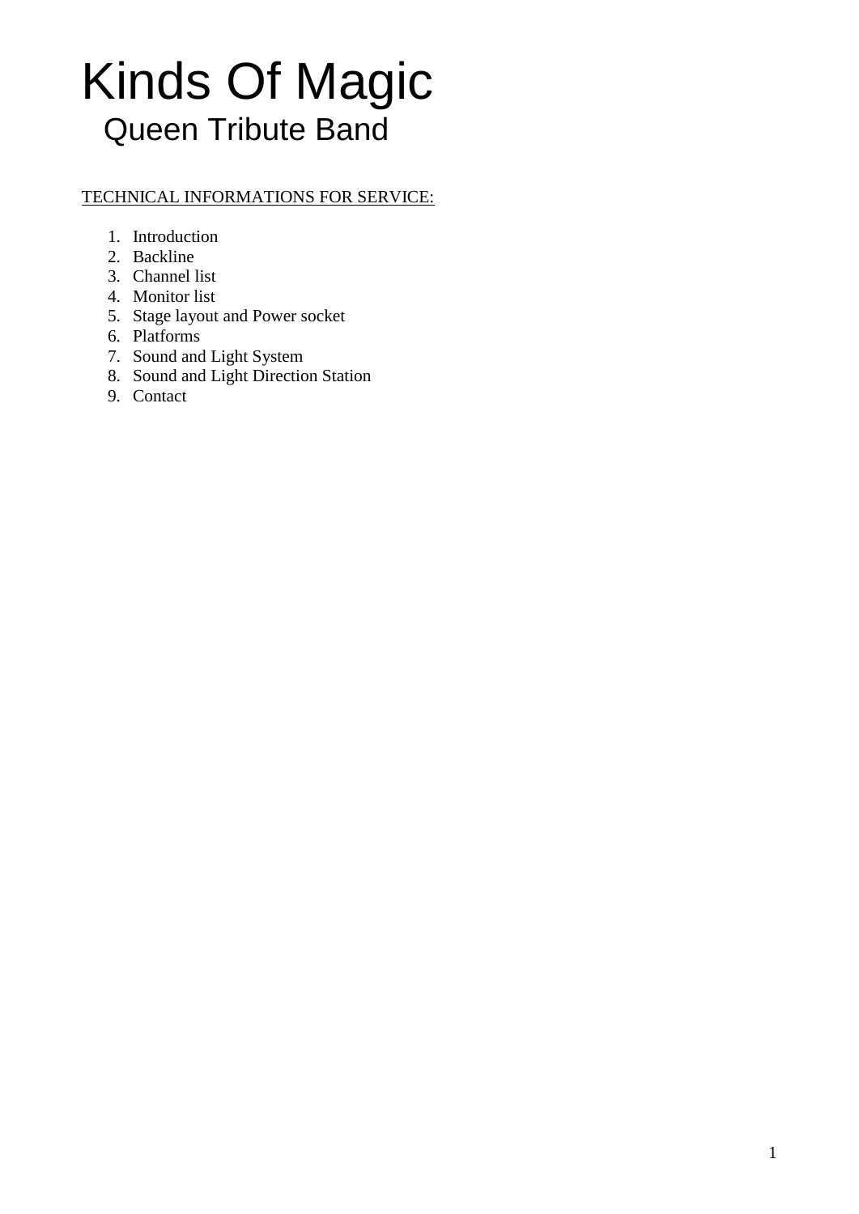# Kinds Of Magic

## Queen Tribute Band

<u>TECHNICAL INFORMATIONS FOR SERVICE:</u>

1. Introduction
2. Backline
3. Channel list
4. Monitor list
5. Stage layout and Power socket
6. Platforms
7. Sound and Light System
8. Sound and Light Direction Station
9. Contact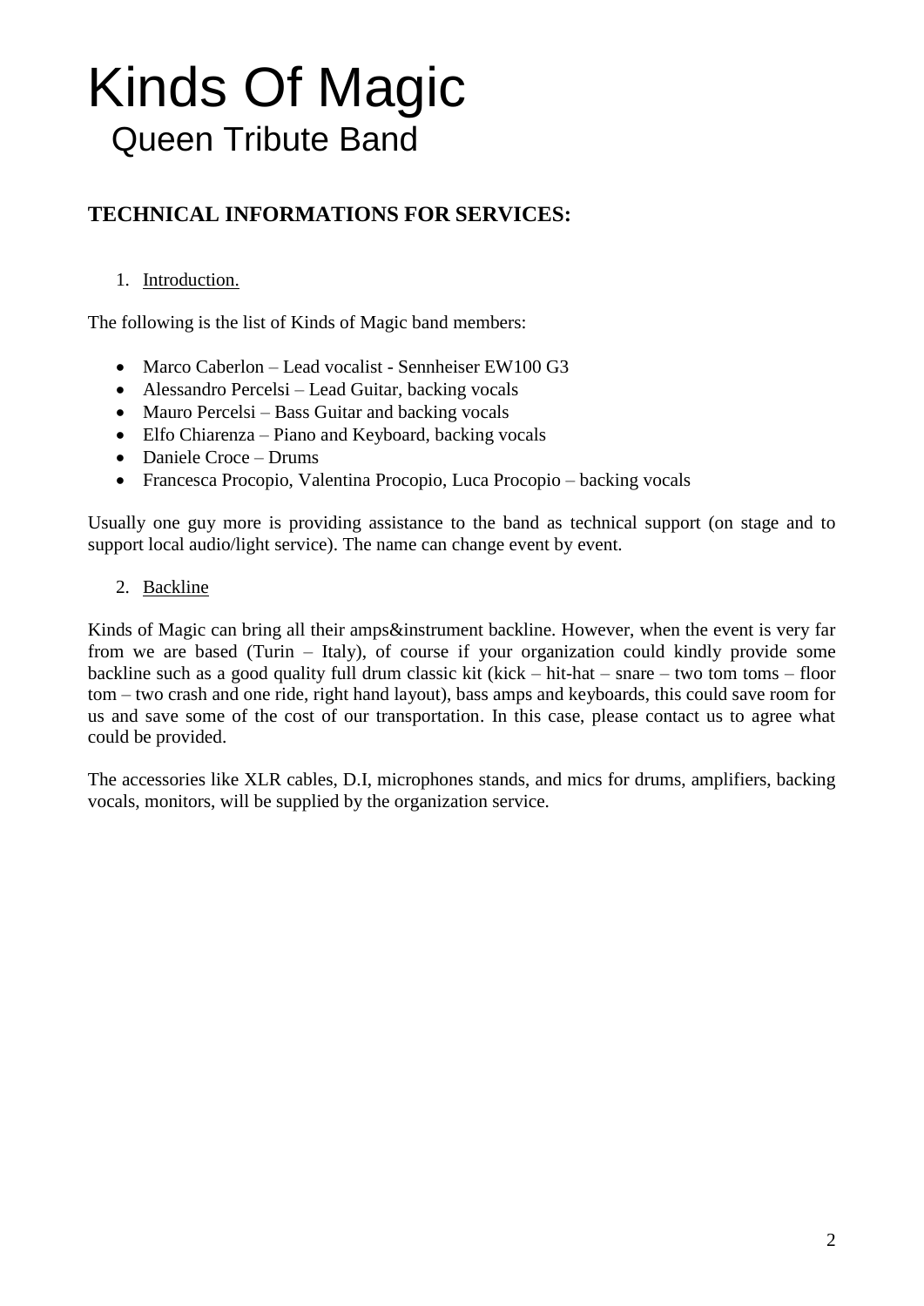# Kinds Of Magic

## Queen Tribute Band

### TECHNICAL INFORMATIONS FOR SERVICES:

1. Introduction.

The following is the list of Kinds of Magic band members:

- Marco Caberlon – Lead vocalist - Sennheiser EW100 G3
- Alessandro Percelsi – Lead Guitar, backing vocals
- Mauro Percelsi – Bass Guitar and backing vocals
- Elfo Chiarenza – Piano and Keyboard, backing vocals
- Daniele Croce – Drums
- Francesca Procopio, Valentina Procopio, Luca Procopio – backing vocals

Usually one guy more is providing assistance to the band as technical support (on stage and to support local audio/light service). The name can change event by event.

2. Backline

Kinds of Magic can bring all their amps&instrument backline. However, when the event is very far from we are based (Turin – Italy), of course if your organization could kindly provide some backline such as a good quality full drum classic kit (kick – hit-hat – snare – two tom toms – floor tom – two crash and one ride, right hand layout), bass amps and keyboards, this could save room for us and save some of the cost of our transportation. In this case, please contact us to agree what could be provided.

The accessories like XLR cables, D.I, microphones stands, and mics for drums, amplifiers, backing vocals, monitors, will be supplied by the organization service.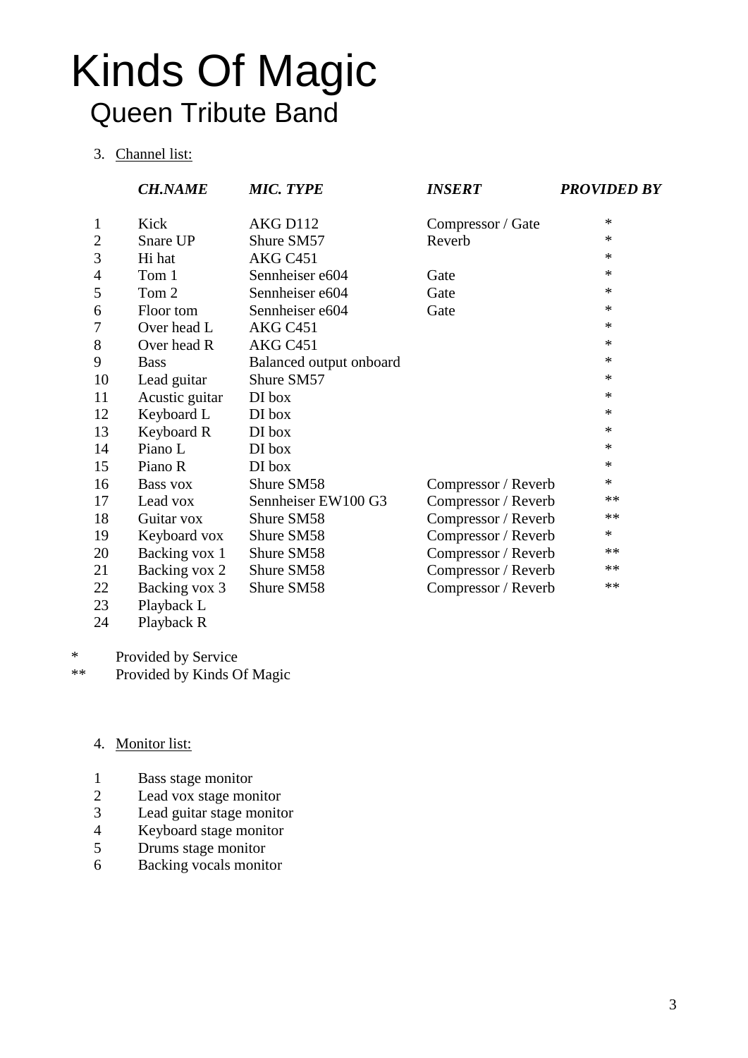# Kinds Of Magic

## Queen Tribute Band

3. Channel list:

| | *CH.NAME* | *MIC. TYPE* | *INSERT* | *PROVIDED BY* |
|---|---|---|---|---|
| 1 | Kick | AKG D112 | Compressor / Gate | * |
| 2 | Snare UP | Shure SM57 | Reverb | * |
| 3 | Hi hat | AKG C451 | | * |
| 4 | Tom 1 | Sennheiser e604 | Gate | * |
| 5 | Tom 2 | Sennheiser e604 | Gate | * |
| 6 | Floor tom | Sennheiser e604 | Gate | * |
| 7 | Over head L | AKG C451 | | * |
| 8 | Over head R | AKG C451 | | * |
| 9 | Bass | Balanced output onboard | | * |
| 10 | Lead guitar | Shure SM57 | | * |
| 11 | Acustic guitar | DI box | | * |
| 12 | Keyboard L | DI box | | * |
| 13 | Keyboard R | DI box | | * |
| 14 | Piano L | DI box | | * |
| 15 | Piano R | DI box | | * |
| 16 | Bass vox | Shure SM58 | Compressor / Reverb | * |
| 17 | Lead vox | Sennheiser EW100 G3 | Compressor / Reverb | ** |
| 18 | Guitar vox | Shure SM58 | Compressor / Reverb | ** |
| 19 | Keyboard vox | Shure SM58 | Compressor / Reverb | * |
| 20 | Backing vox 1 | Shure SM58 | Compressor / Reverb | ** |
| 21 | Backing vox 2 | Shure SM58 | Compressor / Reverb | ** |
| 22 | Backing vox 3 | Shure SM58 | Compressor / Reverb | ** |
| 23 | Playback L | | | |
| 24 | Playback R | | | |

\* Provided by Service
** Provided by Kinds Of Magic

4. Monitor list:

1. Bass stage monitor
2. Lead vox stage monitor
3. Lead guitar stage monitor
4. Keyboard stage monitor
5. Drums stage monitor
6. Backing vocals monitor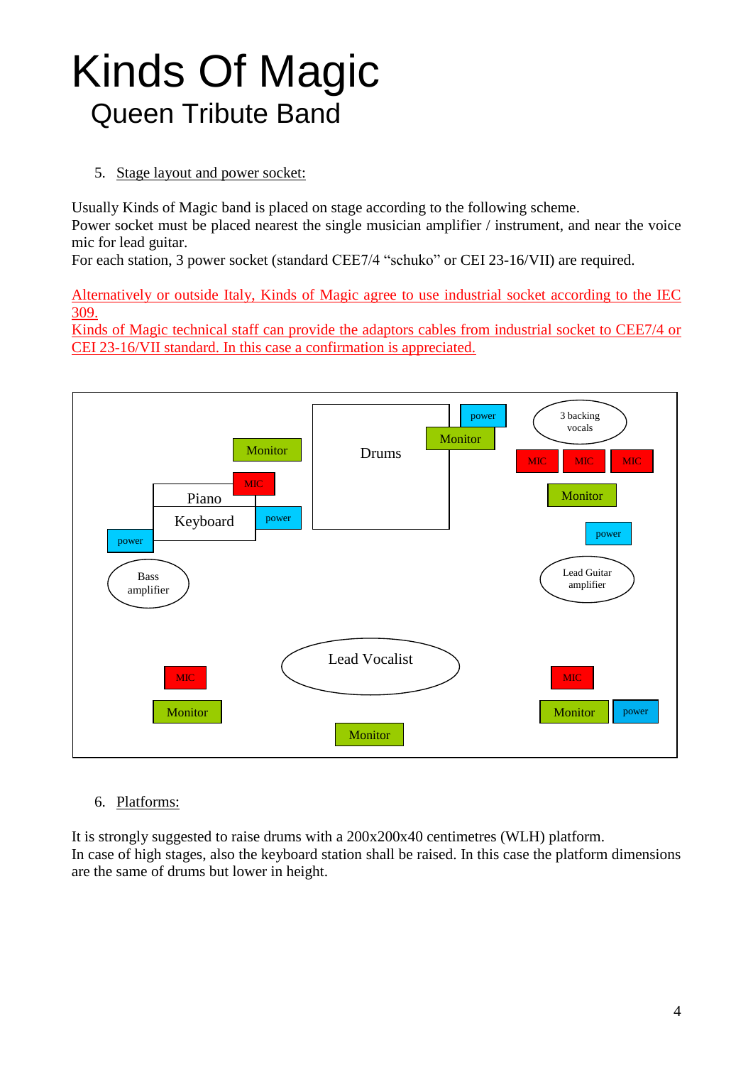5. Stage layout and power socket:

Usually Kinds of Magic band is placed on stage according to the following scheme.
Power socket must be placed nearest the single musician amplifier / instrument, and near the voice mic for lead guitar.
For each station, 3 power socket (standard CEE7/4 “schuko” or CEI 23-16/VII) are required.

Alternatively or outside Italy, Kinds of Magic agree to use industrial socket according to the IEC 309.
Kinds of Magic technical staff can provide the adaptors cables from industrial socket to CEE7/4 or CEI 23-16/VII standard. In this case a confirmation is appreciated.

6. Platforms:

It is strongly suggested to raise drums with a 200x200x40 centimetres (WLH) platform.
In case of high stages, also the keyboard station shall be raised. In this case the platform dimensions are the same of drums but lower in height.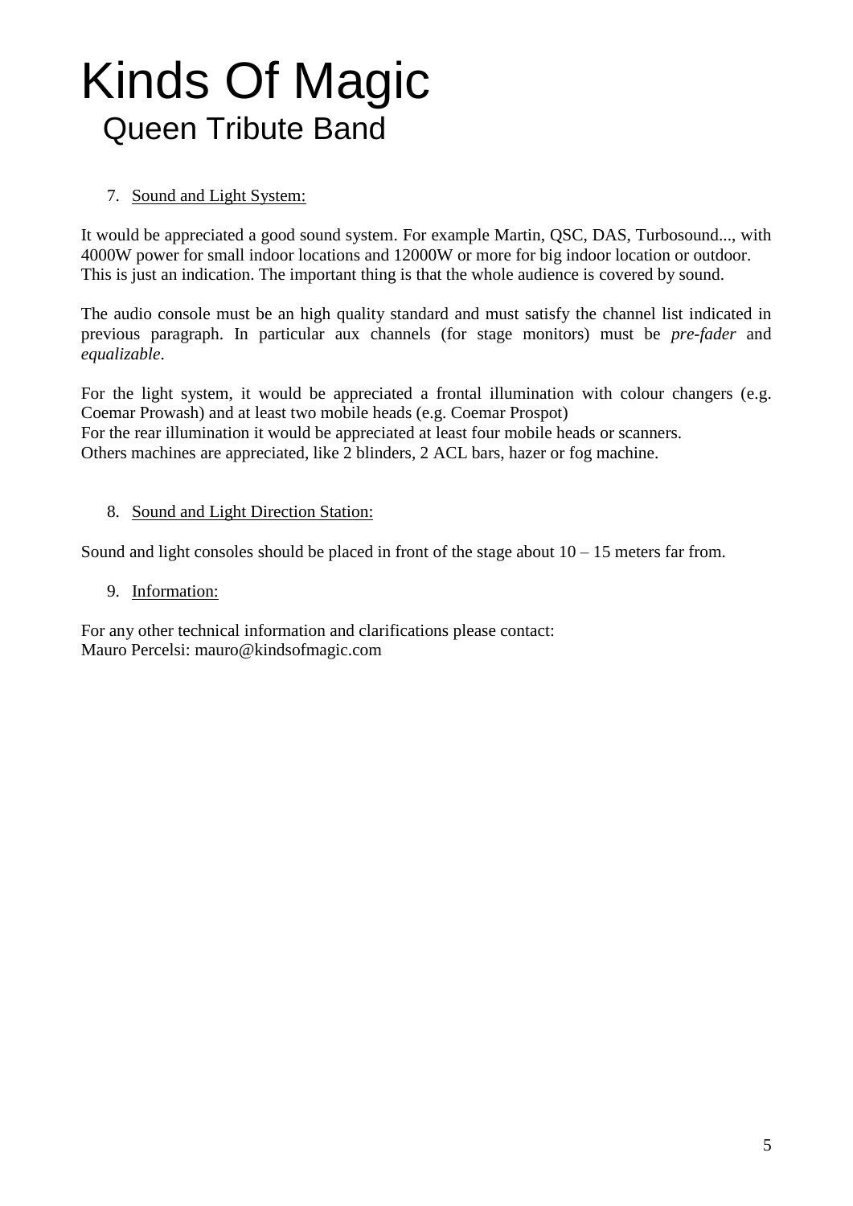# Kinds Of Magic

## Queen Tribute Band

7. Sound and Light System:

It would be appreciated a good sound system. For example Martin, QSC, DAS, Turbosound..., with 4000W power for small indoor locations and 12000W or more for big indoor location or outdoor. This is just an indication. The important thing is that the whole audience is covered by sound.

The audio console must be an high quality standard and must satisfy the channel list indicated in previous paragraph. In particular aux channels (for stage monitors) must be *pre-fader* and *equalizable*.

For the light system, it would be appreciated a frontal illumination with colour changers (e.g. Coemar Prowash) and at least two mobile heads (e.g. Coemar Prospot)
For the rear illumination it would be appreciated at least four mobile heads or scanners.
Others machines are appreciated, like 2 blinders, 2 ACL bars, hazer or fog machine.

8. Sound and Light Direction Station:

Sound and light consoles should be placed in front of the stage about 10 – 15 meters far from.

9. Information:

For any other technical information and clarifications please contact:
Mauro Percelsi: mauro@kindsofmagic.com